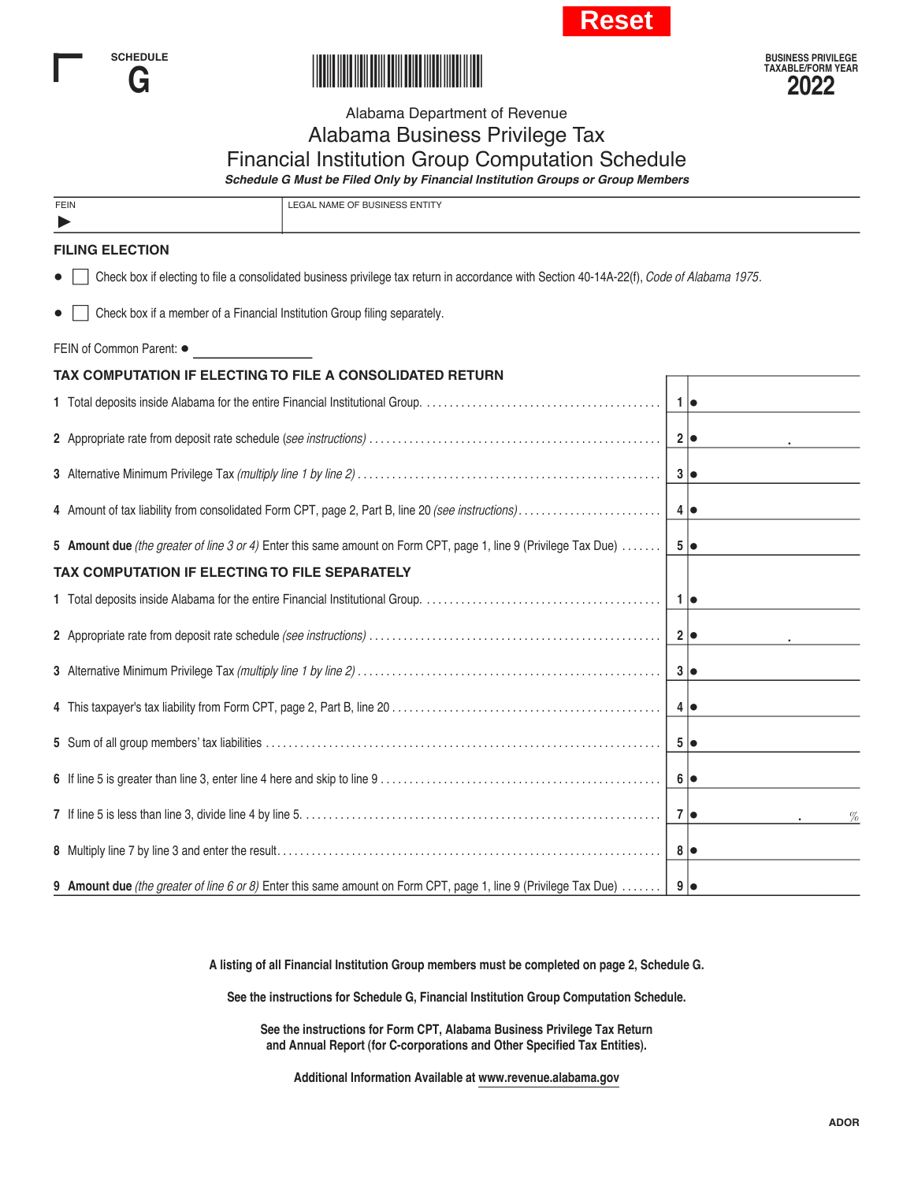Reset

SCHEDULE
**G**

BUSINESS PRIVILEGE
TAXABLE/FORM YEAR
**2022**

Alabama Department of Revenue

# Alabama Business Privilege Tax
## Financial Institution Group Computation Schedule

***Schedule G Must be Filed Only by Financial Institution Groups or Group Members***

| FEIN | LEGAL NAME OF BUSINESS ENTITY |
|---|---|
| ▶ | |

### FILING ELECTION

- ☐ Check box if electing to file a consolidated business privilege tax return in accordance with Section 40-14A-22(f), *Code of Alabama 1975*.
- ☐ Check box if a member of a Financial Institution Group filing separately.

FEIN of Common Parent: ● ________________

### TAX COMPUTATION IF ELECTING TO FILE A CONSOLIDATED RETURN

| Line | Description | | Amount |
|---|---|---|---|
| 1 | Total deposits inside Alabama for the entire Financial Institutional Group. | 1 | ● |
| 2 | Appropriate rate from deposit rate schedule *(see instructions)* | 2 | ● . |
| 3 | Alternative Minimum Privilege Tax *(multiply line 1 by line 2)* | 3 | ● |
| 4 | Amount of tax liability from consolidated Form CPT, page 2, Part B, line 20 *(see instructions)* | 4 | ● |
| 5 | **Amount due** *(the greater of line 3 or 4)* Enter this same amount on Form CPT, page 1, line 9 (Privilege Tax Due) | 5 | ● |

### TAX COMPUTATION IF ELECTING TO FILE SEPARATELY

| Line | Description | | Amount |
|---|---|---|---|
| 1 | Total deposits inside Alabama for the entire Financial Institutional Group. | 1 | ● |
| 2 | Appropriate rate from deposit rate schedule *(see instructions)* | 2 | ● . |
| 3 | Alternative Minimum Privilege Tax *(multiply line 1 by line 2)* | 3 | ● |
| 4 | This taxpayer's tax liability from Form CPT, page 2, Part B, line 20 | 4 | ● |
| 5 | Sum of all group members' tax liabilities | 5 | ● |
| 6 | If line 5 is greater than line 3, enter line 4 here and skip to line 9 | 6 | ● |
| 7 | If line 5 is less than line 3, divide line 4 by line 5. | 7 | ● . % |
| 8 | Multiply line 7 by line 3 and enter the result. | 8 | ● |
| 9 | **Amount due** *(the greater of line 6 or 8)* Enter this same amount on Form CPT, page 1, line 9 (Privilege Tax Due) | 9 | ● |

**A listing of all Financial Institution Group members must be completed on page 2, Schedule G.**

**See the instructions for Schedule G, Financial Institution Group Computation Schedule.**

**See the instructions for Form CPT, Alabama Business Privilege Tax Return and Annual Report (for C-corporations and Other Specified Tax Entities).**

**Additional Information Available at www.revenue.alabama.gov**

ADOR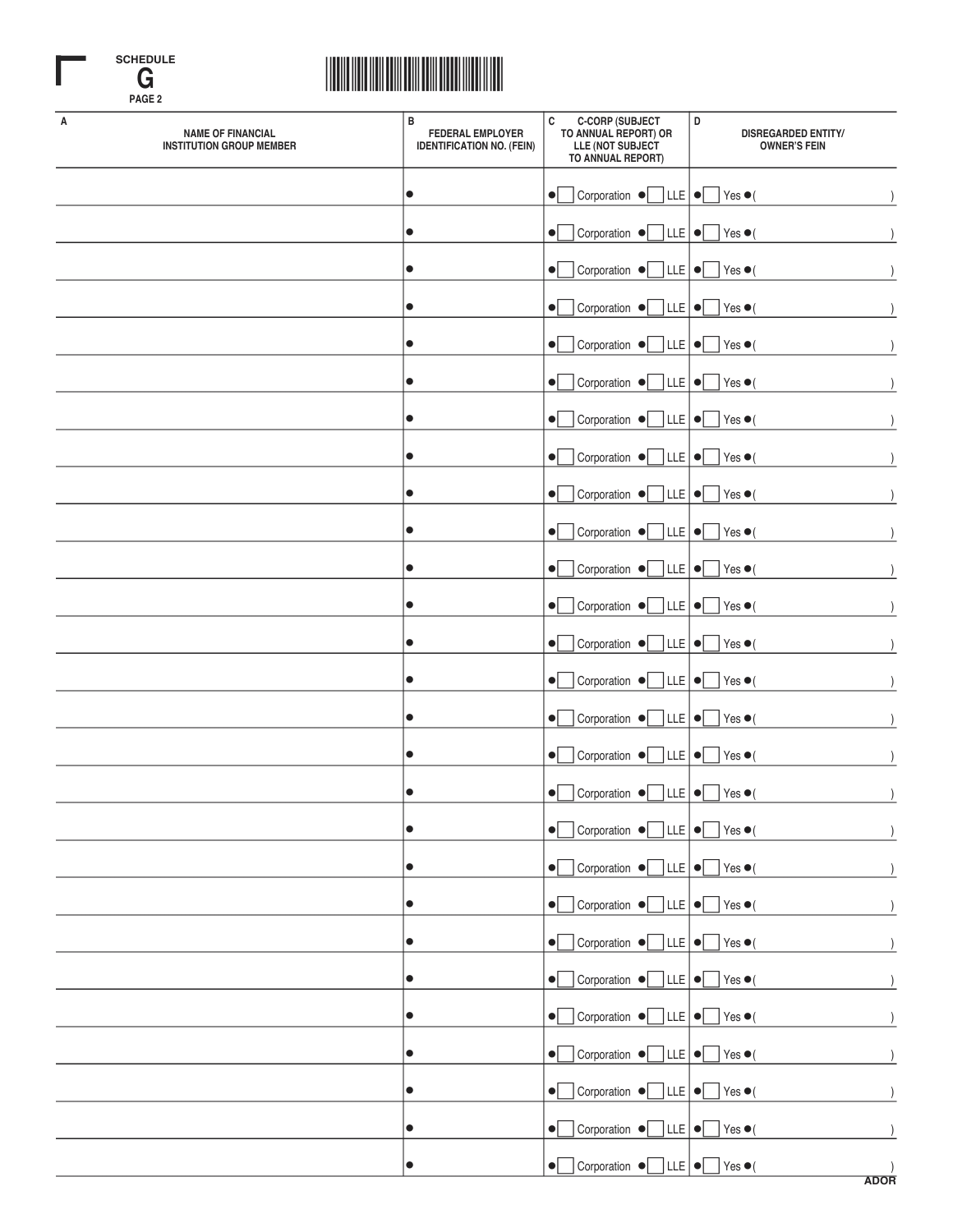SCHEDULE
# G
PAGE 2

| A<br>NAME OF FINANCIAL INSTITUTION GROUP MEMBER | B<br>FEDERAL EMPLOYER IDENTIFICATION NO. (FEIN) | C<br>C-CORP (SUBJECT TO ANNUAL REPORT) OR LLE (NOT SUBJECT TO ANNUAL REPORT) | D<br>DISREGARDED ENTITY/ OWNER'S FEIN |
|---|---|---|---|
| | ● | ● ☐ Corporation ● ☐ LLE | ● ☐ Yes ●( ) |
| | ● | ● ☐ Corporation ● ☐ LLE | ● ☐ Yes ●( ) |
| | ● | ● ☐ Corporation ● ☐ LLE | ● ☐ Yes ●( ) |
| | ● | ● ☐ Corporation ● ☐ LLE | ● ☐ Yes ●( ) |
| | ● | ● ☐ Corporation ● ☐ LLE | ● ☐ Yes ●( ) |
| | ● | ● ☐ Corporation ● ☐ LLE | ● ☐ Yes ●( ) |
| | ● | ● ☐ Corporation ● ☐ LLE | ● ☐ Yes ●( ) |
| | ● | ● ☐ Corporation ● ☐ LLE | ● ☐ Yes ●( ) |
| | ● | ● ☐ Corporation ● ☐ LLE | ● ☐ Yes ●( ) |
| | ● | ● ☐ Corporation ● ☐ LLE | ● ☐ Yes ●( ) |
| | ● | ● ☐ Corporation ● ☐ LLE | ● ☐ Yes ●( ) |
| | ● | ● ☐ Corporation ● ☐ LLE | ● ☐ Yes ●( ) |
| | ● | ● ☐ Corporation ● ☐ LLE | ● ☐ Yes ●( ) |
| | ● | ● ☐ Corporation ● ☐ LLE | ● ☐ Yes ●( ) |
| | ● | ● ☐ Corporation ● ☐ LLE | ● ☐ Yes ●( ) |
| | ● | ● ☐ Corporation ● ☐ LLE | ● ☐ Yes ●( ) |
| | ● | ● ☐ Corporation ● ☐ LLE | ● ☐ Yes ●( ) |
| | ● | ● ☐ Corporation ● ☐ LLE | ● ☐ Yes ●( ) |
| | ● | ● ☐ Corporation ● ☐ LLE | ● ☐ Yes ●( ) |
| | ● | ● ☐ Corporation ● ☐ LLE | ● ☐ Yes ●( ) |
| | ● | ● ☐ Corporation ● ☐ LLE | ● ☐ Yes ●( ) |
| | ● | ● ☐ Corporation ● ☐ LLE | ● ☐ Yes ●( ) |
| | ● | ● ☐ Corporation ● ☐ LLE | ● ☐ Yes ●( ) |
| | ● | ● ☐ Corporation ● ☐ LLE | ● ☐ Yes ●( ) |
| | ● | ● ☐ Corporation ● ☐ LLE | ● ☐ Yes ●( ) |
| | ● | ● ☐ Corporation ● ☐ LLE | ● ☐ Yes ●( ) |
| | ● | ● ☐ Corporation ● ☐ LLE | ● ☐ Yes ●( ) |

ADOR